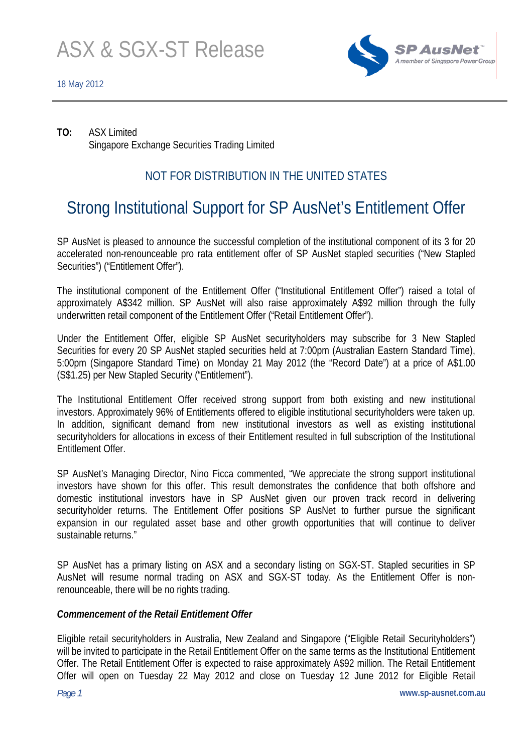# ASX & SGX-ST Release

18 May 2012

**TO:** ASX Limited
Singapore Exchange Securities Trading Limited

NOT FOR DISTRIBUTION IN THE UNITED STATES

## Strong Institutional Support for SP AusNet's Entitlement Offer

SP AusNet is pleased to announce the successful completion of the institutional component of its 3 for 20 accelerated non-renounceable pro rata entitlement offer of SP AusNet stapled securities ("New Stapled Securities") ("Entitlement Offer").

The institutional component of the Entitlement Offer ("Institutional Entitlement Offer") raised a total of approximately A$342 million. SP AusNet will also raise approximately A$92 million through the fully underwritten retail component of the Entitlement Offer ("Retail Entitlement Offer").

Under the Entitlement Offer, eligible SP AusNet securityholders may subscribe for 3 New Stapled Securities for every 20 SP AusNet stapled securities held at 7:00pm (Australian Eastern Standard Time), 5:00pm (Singapore Standard Time) on Monday 21 May 2012 (the "Record Date") at a price of A$1.00 (S$1.25) per New Stapled Security ("Entitlement").

The Institutional Entitlement Offer received strong support from both existing and new institutional investors. Approximately 96% of Entitlements offered to eligible institutional securityholders were taken up. In addition, significant demand from new institutional investors as well as existing institutional securityholders for allocations in excess of their Entitlement resulted in full subscription of the Institutional Entitlement Offer.

SP AusNet's Managing Director, Nino Ficca commented, "We appreciate the strong support institutional investors have shown for this offer. This result demonstrates the confidence that both offshore and domestic institutional investors have in SP AusNet given our proven track record in delivering securityholder returns. The Entitlement Offer positions SP AusNet to further pursue the significant expansion in our regulated asset base and other growth opportunities that will continue to deliver sustainable returns."

SP AusNet has a primary listing on ASX and a secondary listing on SGX-ST. Stapled securities in SP AusNet will resume normal trading on ASX and SGX-ST today. As the Entitlement Offer is non-renounceable, there will be no rights trading.

***Commencement of the Retail Entitlement Offer***

Eligible retail securityholders in Australia, New Zealand and Singapore ("Eligible Retail Securityholders") will be invited to participate in the Retail Entitlement Offer on the same terms as the Institutional Entitlement Offer. The Retail Entitlement Offer is expected to raise approximately A$92 million. The Retail Entitlement Offer will open on Tuesday 22 May 2012 and close on Tuesday 12 June 2012 for Eligible Retail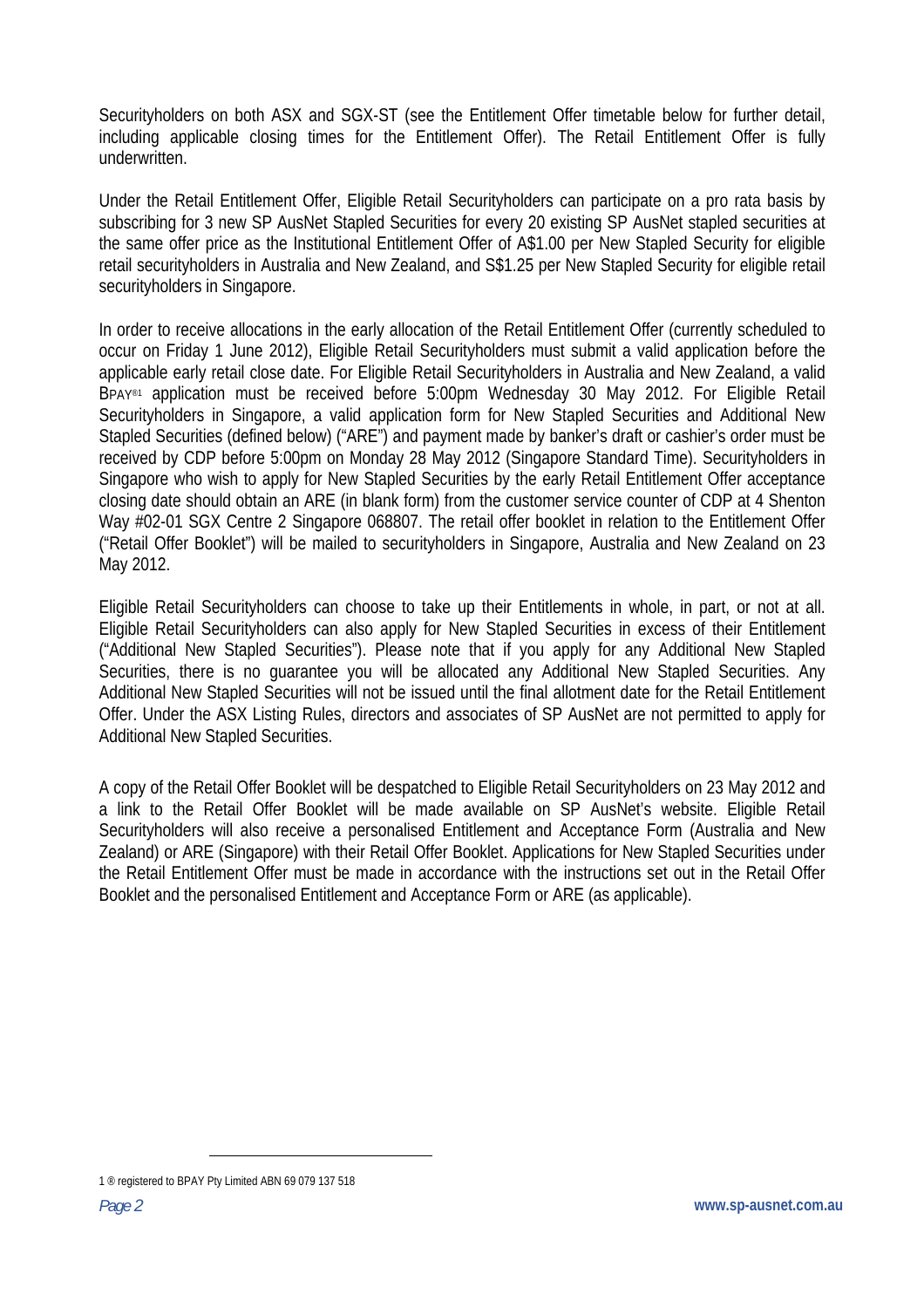Securityholders on both ASX and SGX-ST (see the Entitlement Offer timetable below for further detail, including applicable closing times for the Entitlement Offer). The Retail Entitlement Offer is fully underwritten.

Under the Retail Entitlement Offer, Eligible Retail Securityholders can participate on a pro rata basis by subscribing for 3 new SP AusNet Stapled Securities for every 20 existing SP AusNet stapled securities at the same offer price as the Institutional Entitlement Offer of A$1.00 per New Stapled Security for eligible retail securityholders in Australia and New Zealand, and S$1.25 per New Stapled Security for eligible retail securityholders in Singapore.

In order to receive allocations in the early allocation of the Retail Entitlement Offer (currently scheduled to occur on Friday 1 June 2012), Eligible Retail Securityholders must submit a valid application before the applicable early retail close date. For Eligible Retail Securityholders in Australia and New Zealand, a valid BPAY®[1] application must be received before 5:00pm Wednesday 30 May 2012. For Eligible Retail Securityholders in Singapore, a valid application form for New Stapled Securities and Additional New Stapled Securities (defined below) ("ARE") and payment made by banker's draft or cashier's order must be received by CDP before 5:00pm on Monday 28 May 2012 (Singapore Standard Time). Securityholders in Singapore who wish to apply for New Stapled Securities by the early Retail Entitlement Offer acceptance closing date should obtain an ARE (in blank form) from the customer service counter of CDP at 4 Shenton Way #02-01 SGX Centre 2 Singapore 068807. The retail offer booklet in relation to the Entitlement Offer ("Retail Offer Booklet") will be mailed to securityholders in Singapore, Australia and New Zealand on 23 May 2012.

Eligible Retail Securityholders can choose to take up their Entitlements in whole, in part, or not at all. Eligible Retail Securityholders can also apply for New Stapled Securities in excess of their Entitlement ("Additional New Stapled Securities"). Please note that if you apply for any Additional New Stapled Securities, there is no guarantee you will be allocated any Additional New Stapled Securities. Any Additional New Stapled Securities will not be issued until the final allotment date for the Retail Entitlement Offer. Under the ASX Listing Rules, directors and associates of SP AusNet are not permitted to apply for Additional New Stapled Securities.

A copy of the Retail Offer Booklet will be despatched to Eligible Retail Securityholders on 23 May 2012 and a link to the Retail Offer Booklet will be made available on SP AusNet's website. Eligible Retail Securityholders will also receive a personalised Entitlement and Acceptance Form (Australia and New Zealand) or ARE (Singapore) with their Retail Offer Booklet. Applications for New Stapled Securities under the Retail Entitlement Offer must be made in accordance with the instructions set out in the Retail Offer Booklet and the personalised Entitlement and Acceptance Form or ARE (as applicable).

---

[1] ® registered to BPAY Pty Limited ABN 69 079 137 518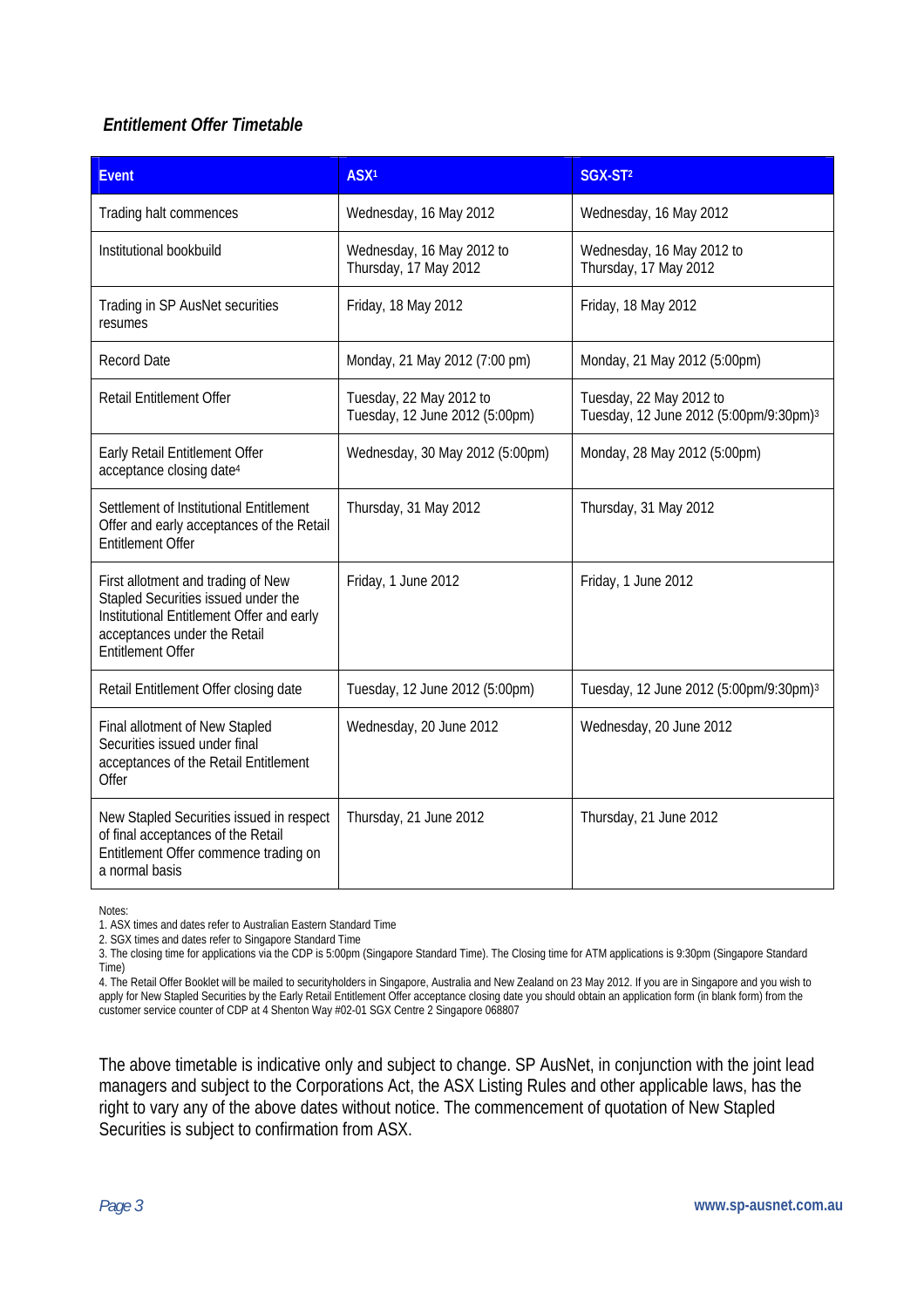### *Entitlement Offer Timetable*

| Event | ASX[1] | SGX-ST[2] |
|---|---|---|
| Trading halt commences | Wednesday, 16 May 2012 | Wednesday, 16 May 2012 |
| Institutional bookbuild | Wednesday, 16 May 2012 to Thursday, 17 May 2012 | Wednesday, 16 May 2012 to Thursday, 17 May 2012 |
| Trading in SP AusNet securities resumes | Friday, 18 May 2012 | Friday, 18 May 2012 |
| Record Date | Monday, 21 May 2012 (7:00 pm) | Monday, 21 May 2012 (5:00pm) |
| Retail Entitlement Offer | Tuesday, 22 May 2012 to Tuesday, 12 June 2012 (5:00pm) | Tuesday, 22 May 2012 to Tuesday, 12 June 2012 (5:00pm/9:30pm)[3] |
| Early Retail Entitlement Offer acceptance closing date[4] | Wednesday, 30 May 2012 (5:00pm) | Monday, 28 May 2012 (5:00pm) |
| Settlement of Institutional Entitlement Offer and early acceptances of the Retail Entitlement Offer | Thursday, 31 May 2012 | Thursday, 31 May 2012 |
| First allotment and trading of New Stapled Securities issued under the Institutional Entitlement Offer and early acceptances under the Retail Entitlement Offer | Friday, 1 June 2012 | Friday, 1 June 2012 |
| Retail Entitlement Offer closing date | Tuesday, 12 June 2012 (5:00pm) | Tuesday, 12 June 2012 (5:00pm/9:30pm)[3] |
| Final allotment of New Stapled Securities issued under final acceptances of the Retail Entitlement Offer | Wednesday, 20 June 2012 | Wednesday, 20 June 2012 |
| New Stapled Securities issued in respect of final acceptances of the Retail Entitlement Offer commence trading on a normal basis | Thursday, 21 June 2012 | Thursday, 21 June 2012 |

Notes:
1. ASX times and dates refer to Australian Eastern Standard Time
2. SGX times and dates refer to Singapore Standard Time
3. The closing time for applications via the CDP is 5:00pm (Singapore Standard Time). The Closing time for ATM applications is 9:30pm (Singapore Standard Time)
4. The Retail Offer Booklet will be mailed to securityholders in Singapore, Australia and New Zealand on 23 May 2012. If you are in Singapore and you wish to apply for New Stapled Securities by the Early Retail Entitlement Offer acceptance closing date you should obtain an application form (in blank form) from the customer service counter of CDP at 4 Shenton Way #02-01 SGX Centre 2 Singapore 068807

The above timetable is indicative only and subject to change. SP AusNet, in conjunction with the joint lead managers and subject to the Corporations Act, the ASX Listing Rules and other applicable laws, has the right to vary any of the above dates without notice. The commencement of quotation of New Stapled Securities is subject to confirmation from ASX.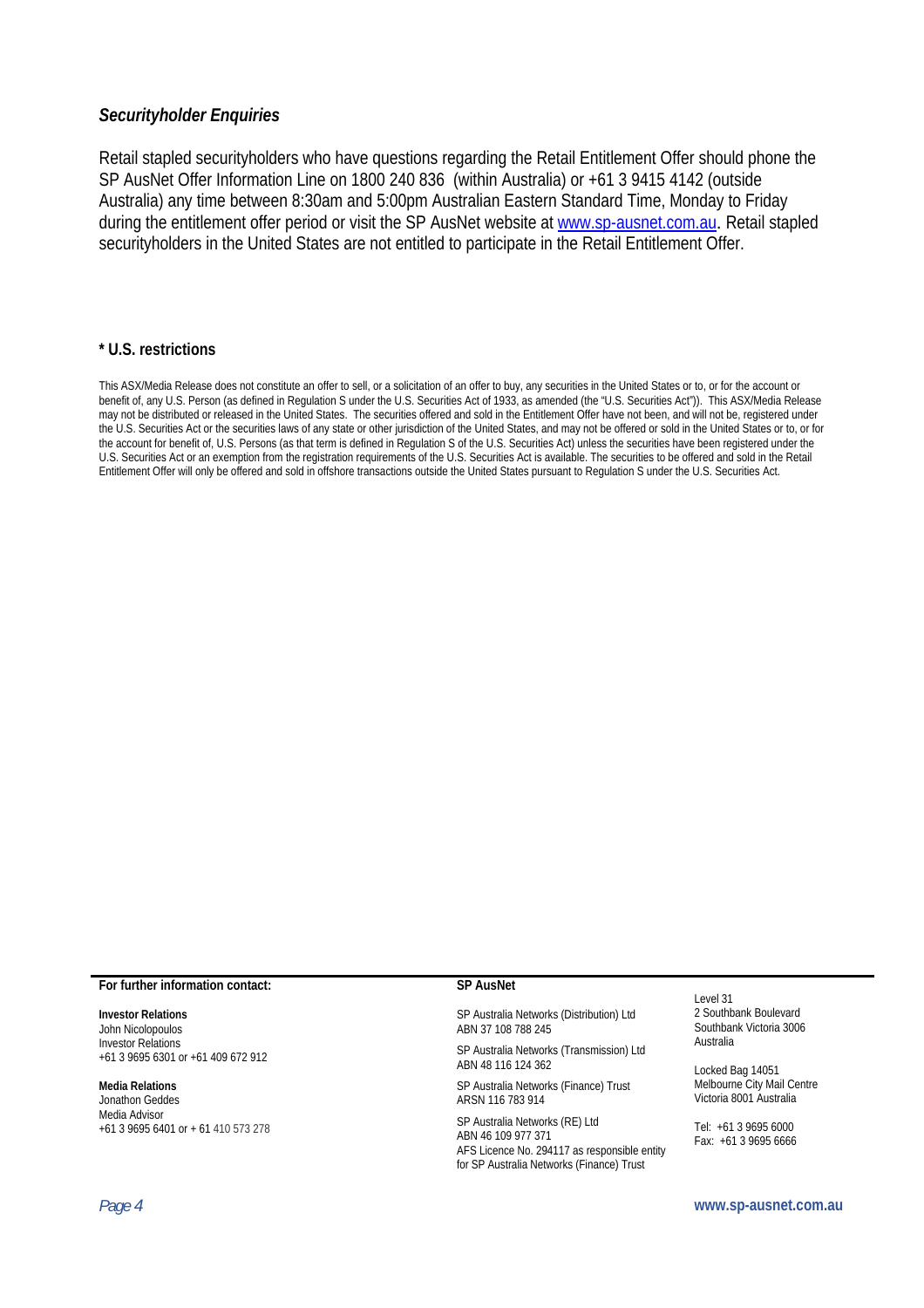### *Securityholder Enquiries*

Retail stapled securityholders who have questions regarding the Retail Entitlement Offer should phone the SP AusNet Offer Information Line on 1800 240 836 (within Australia) or +61 3 9415 4142 (outside Australia) any time between 8:30am and 5:00pm Australian Eastern Standard Time, Monday to Friday during the entitlement offer period or visit the SP AusNet website at www.sp-ausnet.com.au. Retail stapled securityholders in the United States are not entitled to participate in the Retail Entitlement Offer.

**\* U.S. restrictions**

This ASX/Media Release does not constitute an offer to sell, or a solicitation of an offer to buy, any securities in the United States or to, or for the account or benefit of, any U.S. Person (as defined in Regulation S under the U.S. Securities Act of 1933, as amended (the "U.S. Securities Act")). This ASX/Media Release may not be distributed or released in the United States. The securities offered and sold in the Entitlement Offer have not been, and will not be, registered under the U.S. Securities Act or the securities laws of any state or other jurisdiction of the United States, and may not be offered or sold in the United States or to, or for the account for benefit of, U.S. Persons (as that term is defined in Regulation S of the U.S. Securities Act) unless the securities have been registered under the U.S. Securities Act or an exemption from the registration requirements of the U.S. Securities Act is available. The securities to be offered and sold in the Retail Entitlement Offer will only be offered and sold in offshore transactions outside the United States pursuant to Regulation S under the U.S. Securities Act.

**For further information contact:**

**Investor Relations**
John Nicolopoulos
Investor Relations
+61 3 9695 6301 or +61 409 672 912

**Media Relations**
Jonathon Geddes
Media Advisor
+61 3 9695 6401 or + 61 410 573 278

**SP AusNet**

SP Australia Networks (Distribution) Ltd
ABN 37 108 788 245

SP Australia Networks (Transmission) Ltd
ABN 48 116 124 362

SP Australia Networks (Finance) Trust
ARSN 116 783 914

SP Australia Networks (RE) Ltd
ABN 46 109 977 371
AFS Licence No. 294117 as responsible entity for SP Australia Networks (Finance) Trust

Level 31
2 Southbank Boulevard
Southbank Victoria 3006
Australia

Locked Bag 14051
Melbourne City Mail Centre
Victoria 8001 Australia

Tel: +61 3 9695 6000
Fax: +61 3 9695 6666

**www.sp-ausnet.com.au**